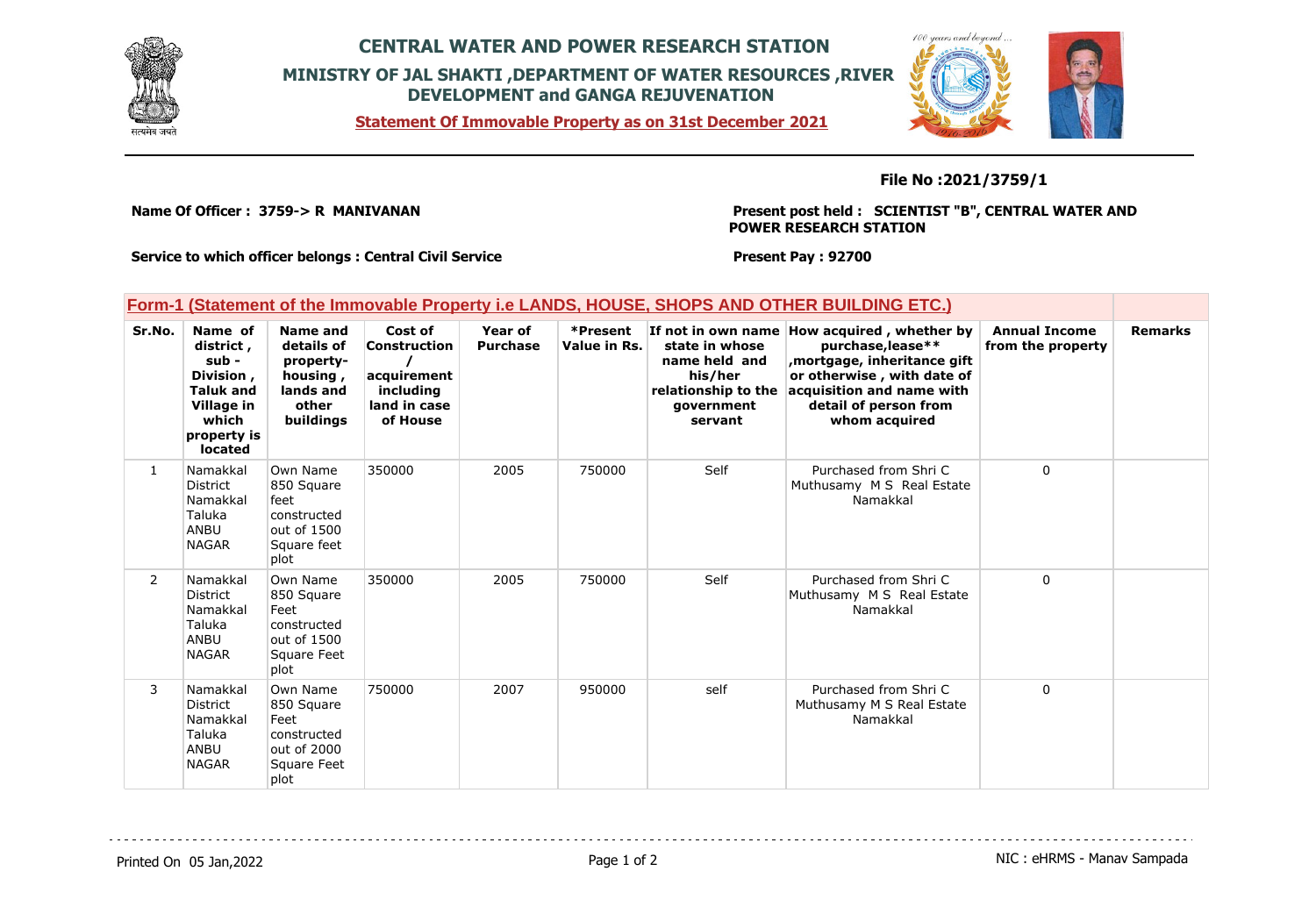# CENTRAL WATER AND POWER RESEARCH STATION

## MINISTRY OF JAL SHAKTI ,DEPARTMENT OF WATER RESOURCES ,RIVER DEVELOPMENT and GANGA REJUVENATION

**Statement Of Immovable Property as on 31st December 2021**

**File No :2021/3759/1**

**Name Of Officer : 3759-> R MANIVANAN**

**Present post held : SCIENTIST "B", CENTRAL WATER AND POWER RESEARCH STATION**

**Service to which officer belongs : Central Civil Service**

**Present Pay : 92700**

### Form-1 (Statement of the Immovable Property i.e LANDS, HOUSE, SHOPS AND OTHER BUILDING ETC.)

| Sr.No. | Name of district , sub - Division , Taluk and Village in which property is located | Name and details of property- housing , lands and other buildings | Cost of Construction / acquirement including land in case of House | Year of Purchase | *Present Value in Rs. | If not in own name state in whose name held and his/her relationship to the government servant | How acquired , whether by purchase,lease** ,mortgage, inheritance gift or otherwise , with date of acquisition and name with detail of person from whom acquired | Annual Income from the property | Remarks |
|---|---|---|---|---|---|---|---|---|---|
| 1 | Namakkal District Namakkal Taluka ANBU NAGAR | Own Name 850 Square feet constructed out of 1500 Square feet plot | 350000 | 2005 | 750000 | Self | Purchased from Shri C Muthusamy M S Real Estate Namakkal | 0 | |
| 2 | Namakkal District Namakkal Taluka ANBU NAGAR | Own Name 850 Square Feet constructed out of 1500 Square Feet plot | 350000 | 2005 | 750000 | Self | Purchased from Shri C Muthusamy M S Real Estate Namakkal | 0 | |
| 3 | Namakkal District Namakkal Taluka ANBU NAGAR | Own Name 850 Square Feet constructed out of 2000 Square Feet plot | 750000 | 2007 | 950000 | self | Purchased from Shri C Muthusamy M S Real Estate Namakkal | 0 | |

Printed On 05 Jan,2022

NIC : eHRMS - Manav Sampada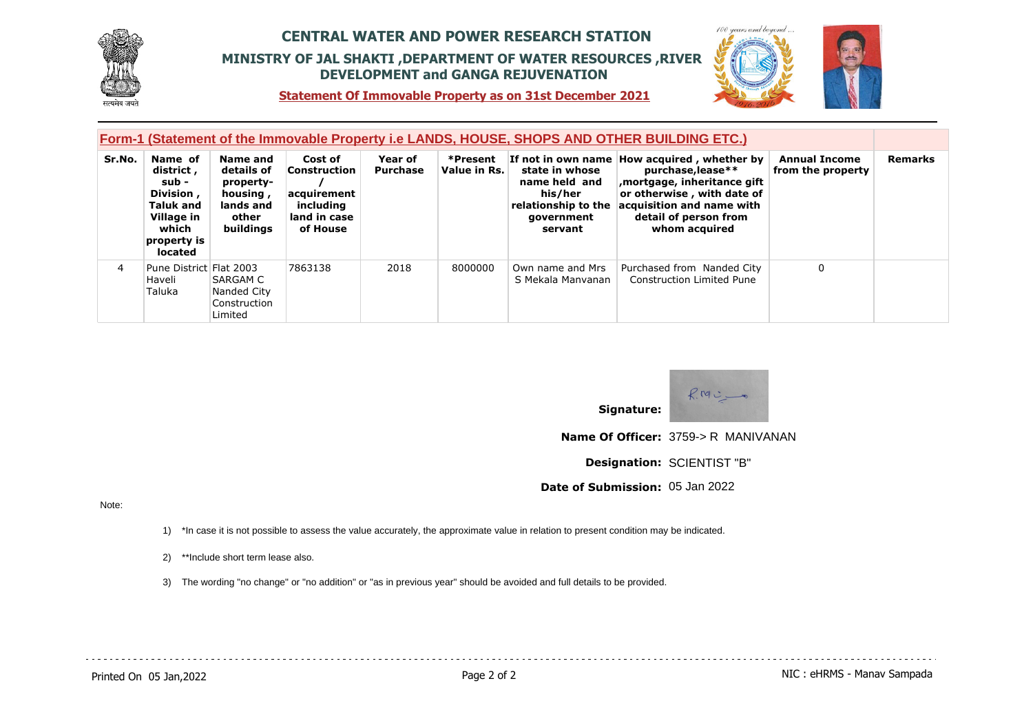# CENTRAL WATER AND POWER RESEARCH STATION

## MINISTRY OF JAL SHAKTI ,DEPARTMENT OF WATER RESOURCES ,RIVER DEVELOPMENT and GANGA REJUVENATION

**Statement Of Immovable Property as on 31st December 2021**

### Form-1 (Statement of the Immovable Property i.e LANDS, HOUSE, SHOPS AND OTHER BUILDING ETC.)

| Sr.No. | Name of district , sub - Division , Taluk and Village in which property is located | Name and details of property- housing , lands and other buildings | Cost of Construction / acquirement including land in case of House | Year of Purchase | *Present Value in Rs. | If not in own name state in whose name held and his/her relationship to the government servant | How acquired , whether by purchase,lease** ,mortgage, inheritance gift or otherwise , with date of acquisition and name with detail of person from whom acquired | Annual Income from the property | Remarks |
|---|---|---|---|---|---|---|---|---|---|
| 4 | Pune District Haveli Taluka | Flat 2003 SARGAM C Nanded City Construction Limited | 7863138 | 2018 | 8000000 | Own name and Mrs S Mekala Manvanan | Purchased from Nanded City Construction Limited Pune | 0 | |

**Signature:**

**Name Of Officer:** 3759-> R MANIVANAN

**Designation:** SCIENTIST "B"

**Date of Submission:** 05 Jan 2022

Note:

1) *In case it is not possible to assess the value accurately, the approximate value in relation to present condition may be indicated.

2) **Include short term lease also.

3) The wording "no change" or "no addition" or "as in previous year" should be avoided and full details to be provided.

Printed On 05 Jan,2022

NIC : eHRMS - Manav Sampada